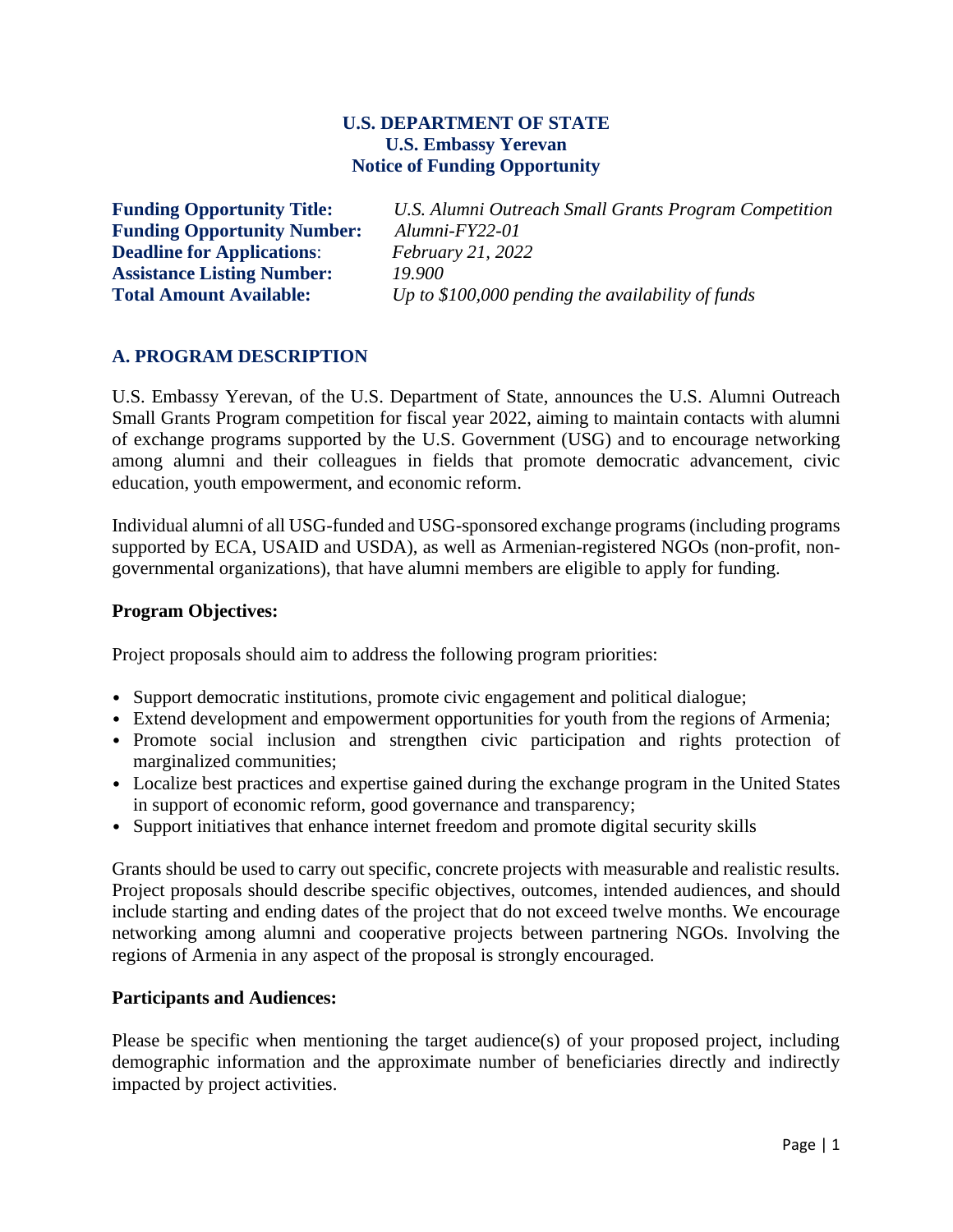**U.S. DEPARTMENT OF STATE**
**U.S. Embassy Yerevan**
**Notice of Funding Opportunity**

**Funding Opportunity Title:** *U.S. Alumni Outreach Small Grants Program Competition*
**Funding Opportunity Number:** *Alumni-FY22-01*
**Deadline for Applications**: *February 21, 2022*
**Assistance Listing Number:** *19.900*
**Total Amount Available:** *Up to $100,000 pending the availability of funds*

## A. PROGRAM DESCRIPTION

U.S. Embassy Yerevan, of the U.S. Department of State, announces the U.S. Alumni Outreach Small Grants Program competition for fiscal year 2022, aiming to maintain contacts with alumni of exchange programs supported by the U.S. Government (USG) and to encourage networking among alumni and their colleagues in fields that promote democratic advancement, civic education, youth empowerment, and economic reform.

Individual alumni of all USG-funded and USG-sponsored exchange programs (including programs supported by ECA, USAID and USDA), as well as Armenian-registered NGOs (non-profit, non-governmental organizations), that have alumni members are eligible to apply for funding.

**Program Objectives:**

Project proposals should aim to address the following program priorities:

- Support democratic institutions, promote civic engagement and political dialogue;
- Extend development and empowerment opportunities for youth from the regions of Armenia;
- Promote social inclusion and strengthen civic participation and rights protection of marginalized communities;
- Localize best practices and expertise gained during the exchange program in the United States in support of economic reform, good governance and transparency;
- Support initiatives that enhance internet freedom and promote digital security skills

Grants should be used to carry out specific, concrete projects with measurable and realistic results. Project proposals should describe specific objectives, outcomes, intended audiences, and should include starting and ending dates of the project that do not exceed twelve months. We encourage networking among alumni and cooperative projects between partnering NGOs. Involving the regions of Armenia in any aspect of the proposal is strongly encouraged.

**Participants and Audiences:**

Please be specific when mentioning the target audience(s) of your proposed project, including demographic information and the approximate number of beneficiaries directly and indirectly impacted by project activities.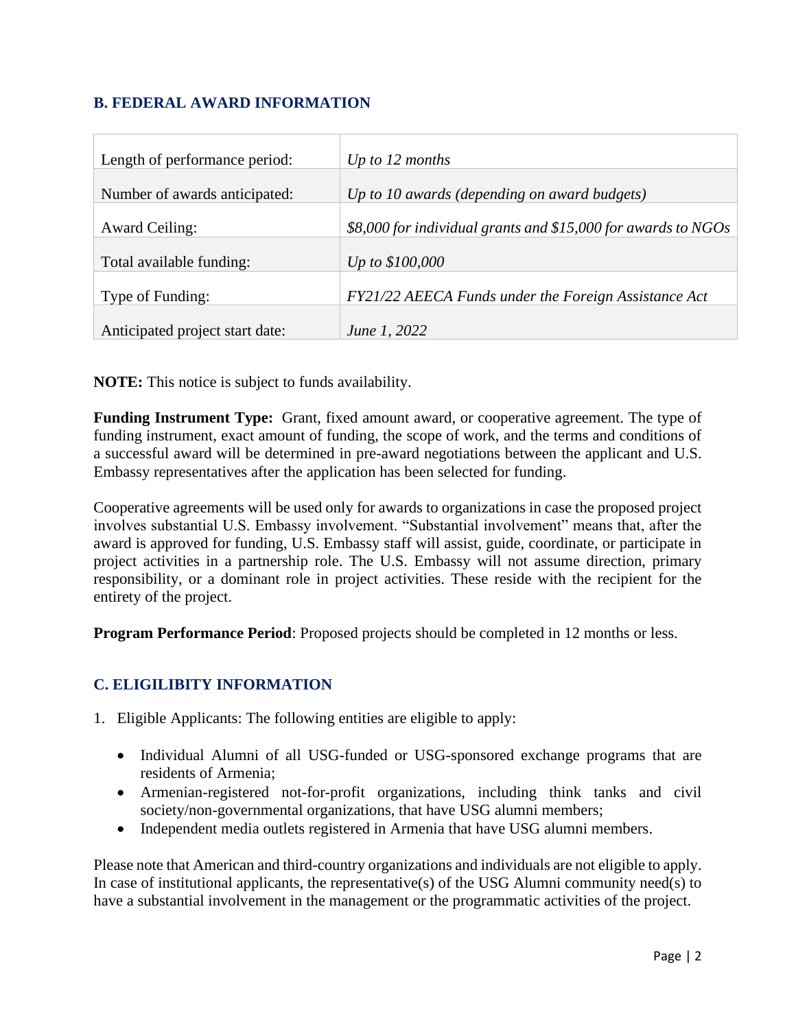## B. FEDERAL AWARD INFORMATION

| | |
|---|---|
| Length of performance period: | *Up to 12 months* |
| Number of awards anticipated: | *Up to 10 awards (depending on award budgets)* |
| Award Ceiling: | *$8,000 for individual grants and $15,000 for awards to NGOs* |
| Total available funding: | *Up to $100,000* |
| Type of Funding: | *FY21/22 AEECA Funds under the Foreign Assistance Act* |
| Anticipated project start date: | *June 1, 2022* |

**NOTE:** This notice is subject to funds availability.

**Funding Instrument Type:** Grant, fixed amount award, or cooperative agreement. The type of funding instrument, exact amount of funding, the scope of work, and the terms and conditions of a successful award will be determined in pre-award negotiations between the applicant and U.S. Embassy representatives after the application has been selected for funding.

Cooperative agreements will be used only for awards to organizations in case the proposed project involves substantial U.S. Embassy involvement. "Substantial involvement" means that, after the award is approved for funding, U.S. Embassy staff will assist, guide, coordinate, or participate in project activities in a partnership role. The U.S. Embassy will not assume direction, primary responsibility, or a dominant role in project activities. These reside with the recipient for the entirety of the project.

**Program Performance Period**: Proposed projects should be completed in 12 months or less.

## C. ELIGIBILITY INFORMATION

1. Eligible Applicants: The following entities are eligible to apply:

   - Individual Alumni of all USG-funded or USG-sponsored exchange programs that are residents of Armenia;
   - Armenian-registered not-for-profit organizations, including think tanks and civil society/non-governmental organizations, that have USG alumni members;
   - Independent media outlets registered in Armenia that have USG alumni members.

Please note that American and third-country organizations and individuals are not eligible to apply. In case of institutional applicants, the representative(s) of the USG Alumni community need(s) to have a substantial involvement in the management or the programmatic activities of the project.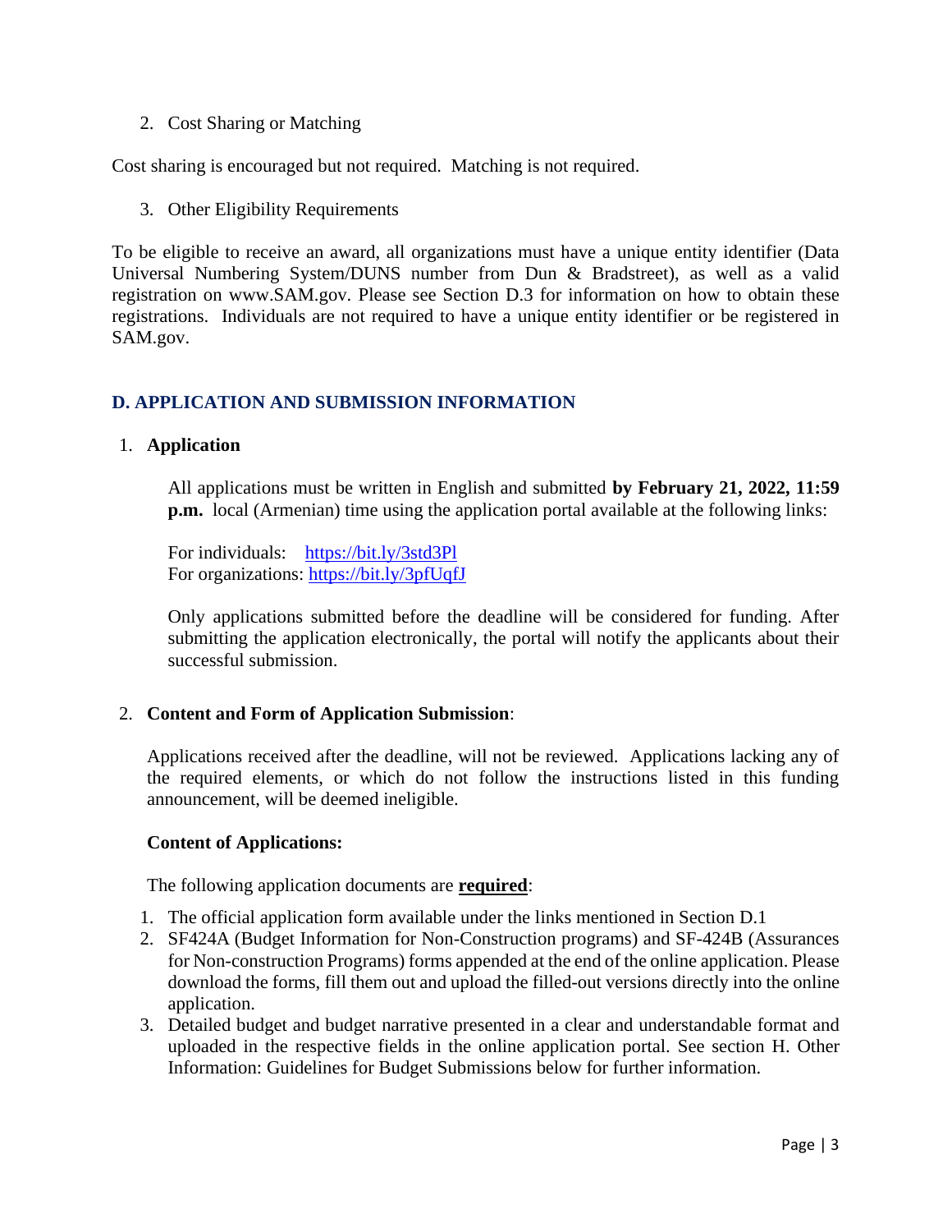2. Cost Sharing or Matching

Cost sharing is encouraged but not required. Matching is not required.

3. Other Eligibility Requirements

To be eligible to receive an award, all organizations must have a unique entity identifier (Data Universal Numbering System/DUNS number from Dun & Bradstreet), as well as a valid registration on www.SAM.gov. Please see Section D.3 for information on how to obtain these registrations. Individuals are not required to have a unique entity identifier or be registered in SAM.gov.

## D. APPLICATION AND SUBMISSION INFORMATION

1. **Application**

All applications must be written in English and submitted **by February 21, 2022, 11:59 p.m.** local (Armenian) time using the application portal available at the following links:

For individuals: https://bit.ly/3std3Pl
For organizations: https://bit.ly/3pfUqfJ

Only applications submitted before the deadline will be considered for funding. After submitting the application electronically, the portal will notify the applicants about their successful submission.

2. **Content and Form of Application Submission**:

Applications received after the deadline, will not be reviewed. Applications lacking any of the required elements, or which do not follow the instructions listed in this funding announcement, will be deemed ineligible.

**Content of Applications:**

The following application documents are **required**:

1. The official application form available under the links mentioned in Section D.1
2. SF424A (Budget Information for Non-Construction programs) and SF-424B (Assurances for Non-construction Programs) forms appended at the end of the online application. Please download the forms, fill them out and upload the filled-out versions directly into the online application.
3. Detailed budget and budget narrative presented in a clear and understandable format and uploaded in the respective fields in the online application portal. See section H. Other Information: Guidelines for Budget Submissions below for further information.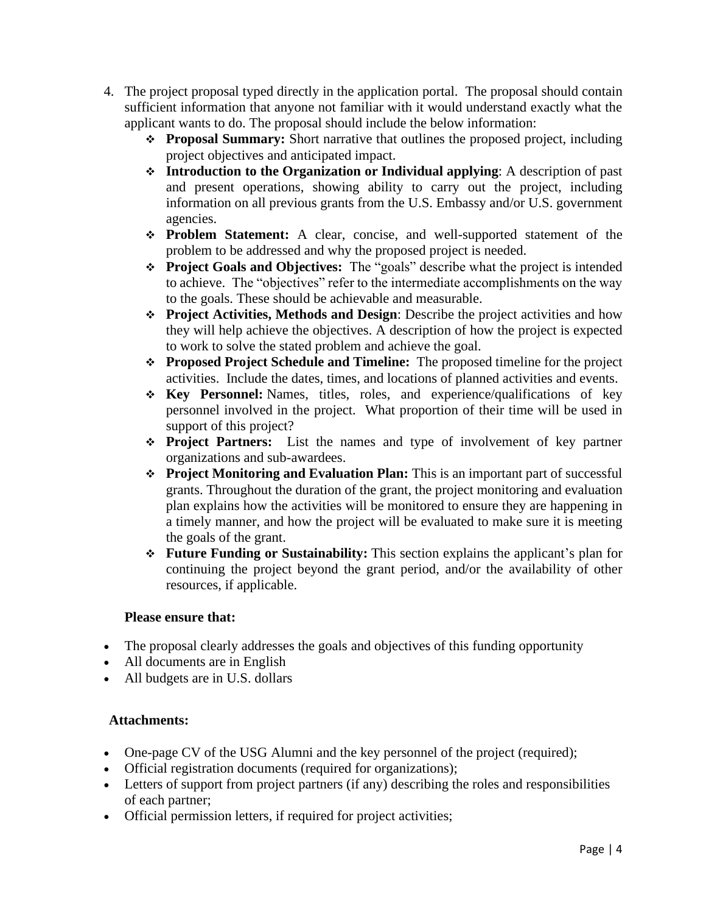4. The project proposal typed directly in the application portal. The proposal should contain sufficient information that anyone not familiar with it would understand exactly what the applicant wants to do. The proposal should include the below information:
    - **Proposal Summary:** Short narrative that outlines the proposed project, including project objectives and anticipated impact.
    - **Introduction to the Organization or Individual applying**: A description of past and present operations, showing ability to carry out the project, including information on all previous grants from the U.S. Embassy and/or U.S. government agencies.
    - **Problem Statement:** A clear, concise, and well-supported statement of the problem to be addressed and why the proposed project is needed.
    - **Project Goals and Objectives:** The "goals" describe what the project is intended to achieve. The "objectives" refer to the intermediate accomplishments on the way to the goals. These should be achievable and measurable.
    - **Project Activities, Methods and Design**: Describe the project activities and how they will help achieve the objectives. A description of how the project is expected to work to solve the stated problem and achieve the goal.
    - **Proposed Project Schedule and Timeline:** The proposed timeline for the project activities. Include the dates, times, and locations of planned activities and events.
    - **Key Personnel:** Names, titles, roles, and experience/qualifications of key personnel involved in the project. What proportion of their time will be used in support of this project?
    - **Project Partners:** List the names and type of involvement of key partner organizations and sub-awardees.
    - **Project Monitoring and Evaluation Plan:** This is an important part of successful grants. Throughout the duration of the grant, the project monitoring and evaluation plan explains how the activities will be monitored to ensure they are happening in a timely manner, and how the project will be evaluated to make sure it is meeting the goals of the grant.
    - **Future Funding or Sustainability:** This section explains the applicant's plan for continuing the project beyond the grant period, and/or the availability of other resources, if applicable.

**Please ensure that:**

- The proposal clearly addresses the goals and objectives of this funding opportunity
- All documents are in English
- All budgets are in U.S. dollars

**Attachments:**

- One-page CV of the USG Alumni and the key personnel of the project (required);
- Official registration documents (required for organizations);
- Letters of support from project partners (if any) describing the roles and responsibilities of each partner;
- Official permission letters, if required for project activities;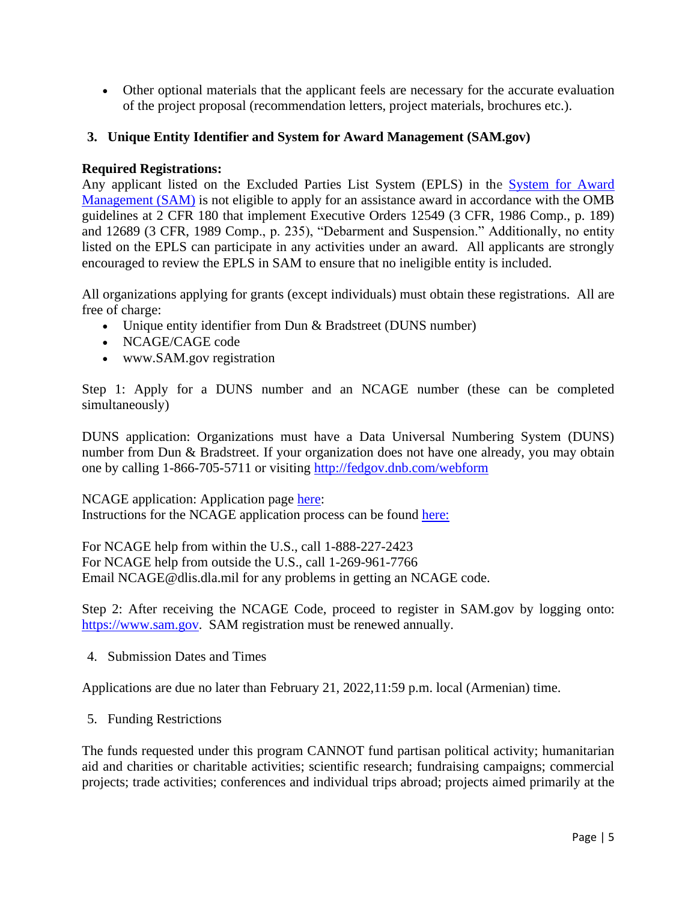- Other optional materials that the applicant feels are necessary for the accurate evaluation of the project proposal (recommendation letters, project materials, brochures etc.).

### 3. Unique Entity Identifier and System for Award Management (SAM.gov)

**Required Registrations:**

Any applicant listed on the Excluded Parties List System (EPLS) in the [System for Award Management (SAM)]() is not eligible to apply for an assistance award in accordance with the OMB guidelines at 2 CFR 180 that implement Executive Orders 12549 (3 CFR, 1986 Comp., p. 189) and 12689 (3 CFR, 1989 Comp., p. 235), "Debarment and Suspension." Additionally, no entity listed on the EPLS can participate in any activities under an award. All applicants are strongly encouraged to review the EPLS in SAM to ensure that no ineligible entity is included.

All organizations applying for grants (except individuals) must obtain these registrations. All are free of charge:

- Unique entity identifier from Dun & Bradstreet (DUNS number)
- NCAGE/CAGE code
- www.SAM.gov registration

Step 1: Apply for a DUNS number and an NCAGE number (these can be completed simultaneously)

DUNS application: Organizations must have a Data Universal Numbering System (DUNS) number from Dun & Bradstreet. If your organization does not have one already, you may obtain one by calling 1-866-705-5711 or visiting http://fedgov.dnb.com/webform

NCAGE application: Application page here:
Instructions for the NCAGE application process can be found here:

For NCAGE help from within the U.S., call 1-888-227-2423
For NCAGE help from outside the U.S., call 1-269-961-7766
Email NCAGE@dlis.dla.mil for any problems in getting an NCAGE code.

Step 2: After receiving the NCAGE Code, proceed to register in SAM.gov by logging onto: https://www.sam.gov. SAM registration must be renewed annually.

4. Submission Dates and Times

Applications are due no later than February 21, 2022,11:59 p.m. local (Armenian) time.

5. Funding Restrictions

The funds requested under this program CANNOT fund partisan political activity; humanitarian aid and charities or charitable activities; scientific research; fundraising campaigns; commercial projects; trade activities; conferences and individual trips abroad; projects aimed primarily at the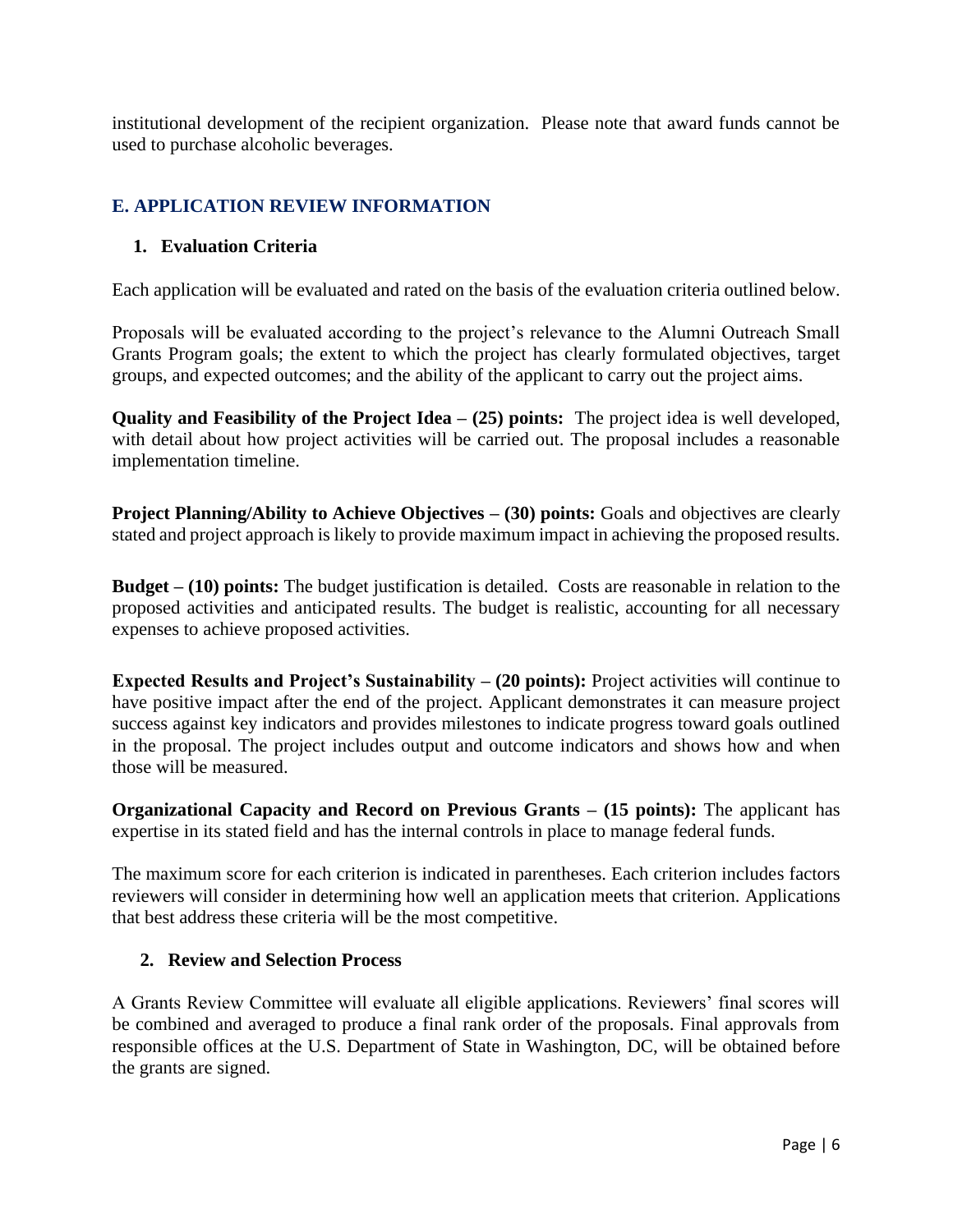institutional development of the recipient organization. Please note that award funds cannot be used to purchase alcoholic beverages.

## E. APPLICATION REVIEW INFORMATION

### 1. Evaluation Criteria

Each application will be evaluated and rated on the basis of the evaluation criteria outlined below.

Proposals will be evaluated according to the project's relevance to the Alumni Outreach Small Grants Program goals; the extent to which the project has clearly formulated objectives, target groups, and expected outcomes; and the ability of the applicant to carry out the project aims.

**Quality and Feasibility of the Project Idea – (25) points:** The project idea is well developed, with detail about how project activities will be carried out. The proposal includes a reasonable implementation timeline.

**Project Planning/Ability to Achieve Objectives – (30) points:** Goals and objectives are clearly stated and project approach is likely to provide maximum impact in achieving the proposed results.

**Budget – (10) points:** The budget justification is detailed. Costs are reasonable in relation to the proposed activities and anticipated results. The budget is realistic, accounting for all necessary expenses to achieve proposed activities.

**Expected Results and Project's Sustainability – (20 points):** Project activities will continue to have positive impact after the end of the project. Applicant demonstrates it can measure project success against key indicators and provides milestones to indicate progress toward goals outlined in the proposal. The project includes output and outcome indicators and shows how and when those will be measured.

**Organizational Capacity and Record on Previous Grants – (15 points):** The applicant has expertise in its stated field and has the internal controls in place to manage federal funds.

The maximum score for each criterion is indicated in parentheses. Each criterion includes factors reviewers will consider in determining how well an application meets that criterion. Applications that best address these criteria will be the most competitive.

### 2. Review and Selection Process

A Grants Review Committee will evaluate all eligible applications. Reviewers' final scores will be combined and averaged to produce a final rank order of the proposals. Final approvals from responsible offices at the U.S. Department of State in Washington, DC, will be obtained before the grants are signed.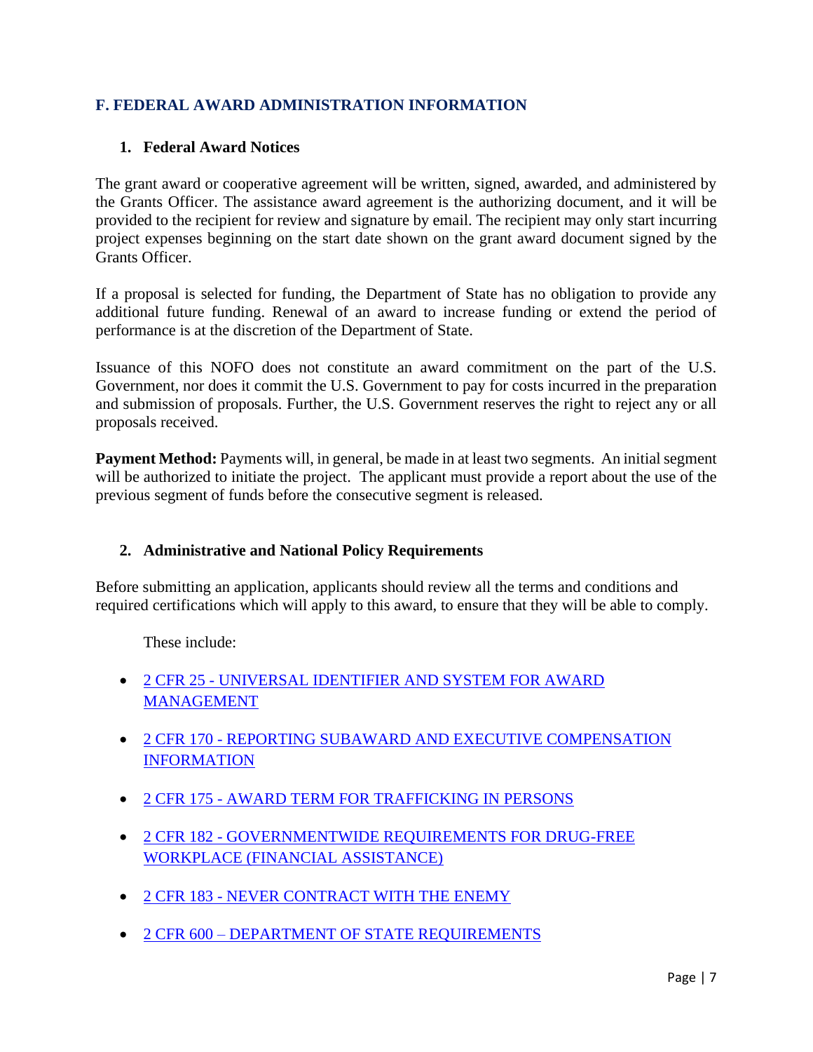## F. FEDERAL AWARD ADMINISTRATION INFORMATION

### 1. Federal Award Notices

The grant award or cooperative agreement will be written, signed, awarded, and administered by the Grants Officer. The assistance award agreement is the authorizing document, and it will be provided to the recipient for review and signature by email. The recipient may only start incurring project expenses beginning on the start date shown on the grant award document signed by the Grants Officer.

If a proposal is selected for funding, the Department of State has no obligation to provide any additional future funding. Renewal of an award to increase funding or extend the period of performance is at the discretion of the Department of State.

Issuance of this NOFO does not constitute an award commitment on the part of the U.S. Government, nor does it commit the U.S. Government to pay for costs incurred in the preparation and submission of proposals. Further, the U.S. Government reserves the right to reject any or all proposals received.

**Payment Method:** Payments will, in general, be made in at least two segments. An initial segment will be authorized to initiate the project. The applicant must provide a report about the use of the previous segment of funds before the consecutive segment is released.

### 2. Administrative and National Policy Requirements

Before submitting an application, applicants should review all the terms and conditions and required certifications which will apply to this award, to ensure that they will be able to comply.

These include:

- 2 CFR 25 - UNIVERSAL IDENTIFIER AND SYSTEM FOR AWARD MANAGEMENT
- 2 CFR 170 - REPORTING SUBAWARD AND EXECUTIVE COMPENSATION INFORMATION
- 2 CFR 175 - AWARD TERM FOR TRAFFICKING IN PERSONS
- 2 CFR 182 - GOVERNMENTWIDE REQUIREMENTS FOR DRUG-FREE WORKPLACE (FINANCIAL ASSISTANCE)
- 2 CFR 183 - NEVER CONTRACT WITH THE ENEMY
- 2 CFR 600 – DEPARTMENT OF STATE REQUIREMENTS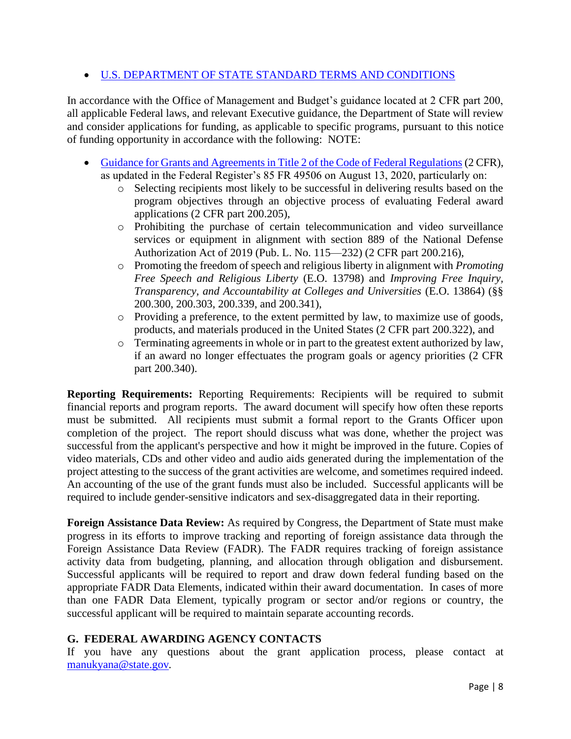- U.S. DEPARTMENT OF STATE STANDARD TERMS AND CONDITIONS

In accordance with the Office of Management and Budget's guidance located at 2 CFR part 200, all applicable Federal laws, and relevant Executive guidance, the Department of State will review and consider applications for funding, as applicable to specific programs, pursuant to this notice of funding opportunity in accordance with the following: NOTE:

- Guidance for Grants and Agreements in Title 2 of the Code of Federal Regulations (2 CFR), as updated in the Federal Register's 85 FR 49506 on August 13, 2020, particularly on:
    - Selecting recipients most likely to be successful in delivering results based on the program objectives through an objective process of evaluating Federal award applications (2 CFR part 200.205),
    - Prohibiting the purchase of certain telecommunication and video surveillance services or equipment in alignment with section 889 of the National Defense Authorization Act of 2019 (Pub. L. No. 115—232) (2 CFR part 200.216),
    - Promoting the freedom of speech and religious liberty in alignment with *Promoting Free Speech and Religious Liberty* (E.O. 13798) and *Improving Free Inquiry, Transparency, and Accountability at Colleges and Universities* (E.O. 13864) (§§ 200.300, 200.303, 200.339, and 200.341),
    - Providing a preference, to the extent permitted by law, to maximize use of goods, products, and materials produced in the United States (2 CFR part 200.322), and
    - Terminating agreements in whole or in part to the greatest extent authorized by law, if an award no longer effectuates the program goals or agency priorities (2 CFR part 200.340).

**Reporting Requirements:** Reporting Requirements: Recipients will be required to submit financial reports and program reports. The award document will specify how often these reports must be submitted. All recipients must submit a formal report to the Grants Officer upon completion of the project. The report should discuss what was done, whether the project was successful from the applicant's perspective and how it might be improved in the future. Copies of video materials, CDs and other video and audio aids generated during the implementation of the project attesting to the success of the grant activities are welcome, and sometimes required indeed. An accounting of the use of the grant funds must also be included. Successful applicants will be required to include gender-sensitive indicators and sex-disaggregated data in their reporting.

**Foreign Assistance Data Review:** As required by Congress, the Department of State must make progress in its efforts to improve tracking and reporting of foreign assistance data through the Foreign Assistance Data Review (FADR). The FADR requires tracking of foreign assistance activity data from budgeting, planning, and allocation through obligation and disbursement. Successful applicants will be required to report and draw down federal funding based on the appropriate FADR Data Elements, indicated within their award documentation. In cases of more than one FADR Data Element, typically program or sector and/or regions or country, the successful applicant will be required to maintain separate accounting records.

## G. FEDERAL AWARDING AGENCY CONTACTS

If you have any questions about the grant application process, please contact at manukyana@state.gov.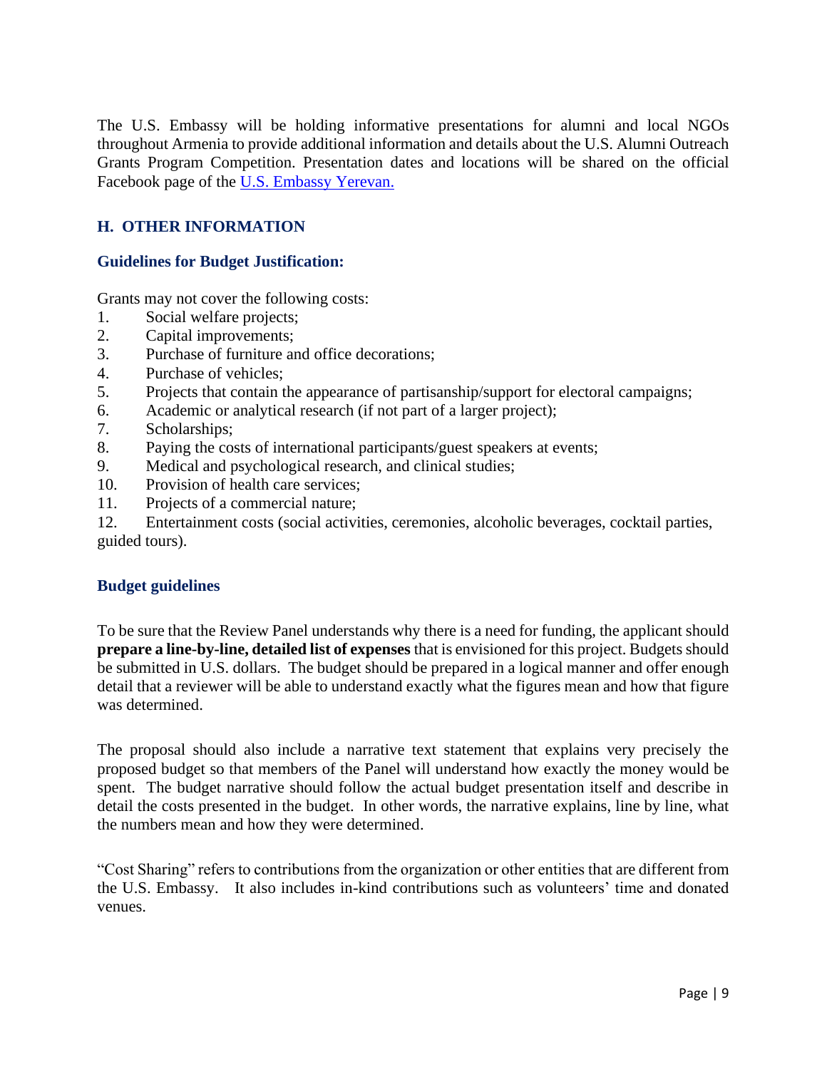The U.S. Embassy will be holding informative presentations for alumni and local NGOs throughout Armenia to provide additional information and details about the U.S. Alumni Outreach Grants Program Competition. Presentation dates and locations will be shared on the official Facebook page of the [U.S. Embassy Yerevan.](#)

## H. OTHER INFORMATION

### Guidelines for Budget Justification:

Grants may not cover the following costs:

1. Social welfare projects;
2. Capital improvements;
3. Purchase of furniture and office decorations;
4. Purchase of vehicles;
5. Projects that contain the appearance of partisanship/support for electoral campaigns;
6. Academic or analytical research (if not part of a larger project);
7. Scholarships;
8. Paying the costs of international participants/guest speakers at events;
9. Medical and psychological research, and clinical studies;
10. Provision of health care services;
11. Projects of a commercial nature;
12. Entertainment costs (social activities, ceremonies, alcoholic beverages, cocktail parties, guided tours).

### Budget guidelines

To be sure that the Review Panel understands why there is a need for funding, the applicant should **prepare a line-by-line, detailed list of expenses** that is envisioned for this project. Budgets should be submitted in U.S. dollars. The budget should be prepared in a logical manner and offer enough detail that a reviewer will be able to understand exactly what the figures mean and how that figure was determined.

The proposal should also include a narrative text statement that explains very precisely the proposed budget so that members of the Panel will understand how exactly the money would be spent. The budget narrative should follow the actual budget presentation itself and describe in detail the costs presented in the budget. In other words, the narrative explains, line by line, what the numbers mean and how they were determined.

"Cost Sharing" refers to contributions from the organization or other entities that are different from the U.S. Embassy. It also includes in-kind contributions such as volunteers' time and donated venues.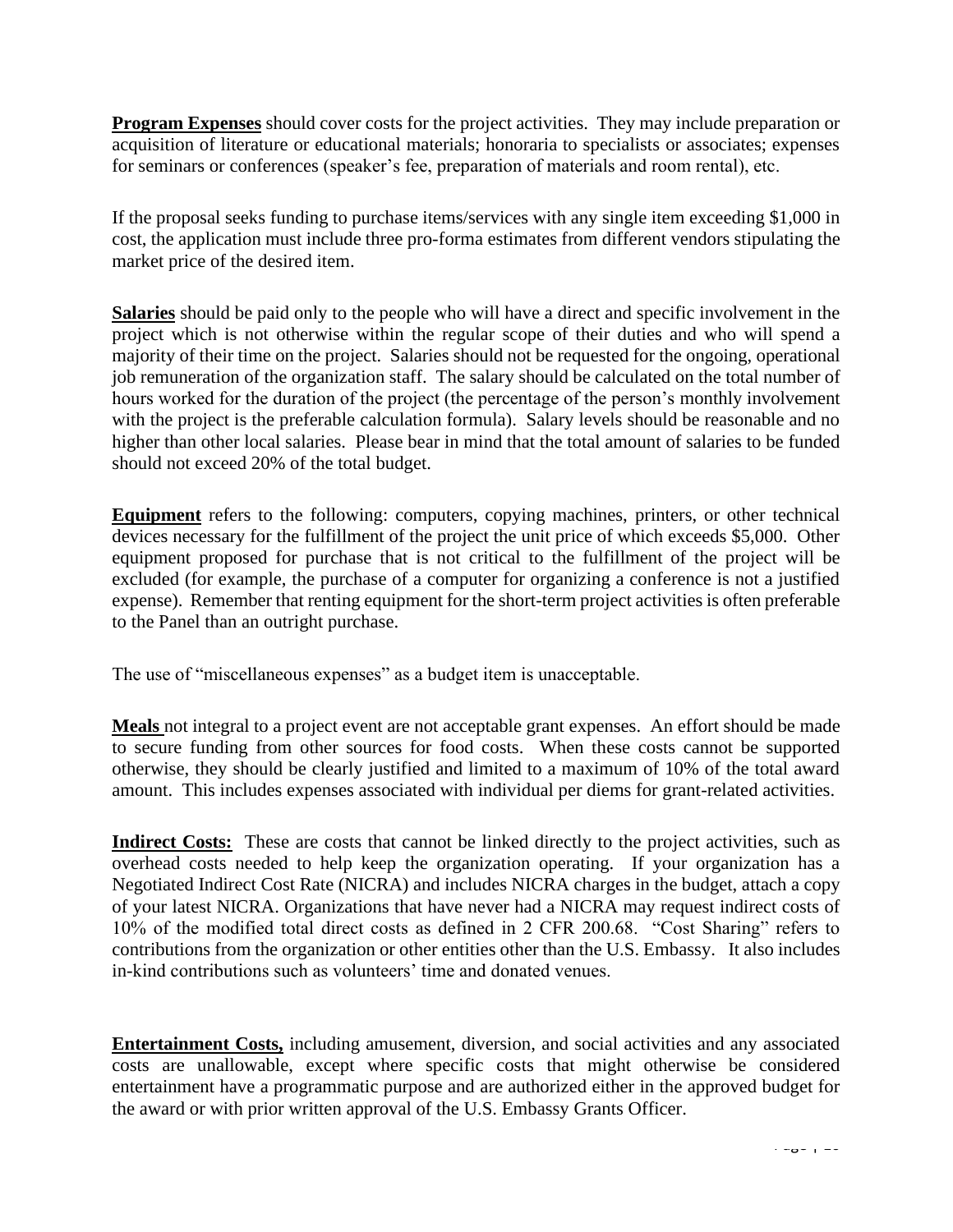**Program Expenses** should cover costs for the project activities. They may include preparation or acquisition of literature or educational materials; honoraria to specialists or associates; expenses for seminars or conferences (speaker's fee, preparation of materials and room rental), etc.

If the proposal seeks funding to purchase items/services with any single item exceeding $1,000 in cost, the application must include three pro-forma estimates from different vendors stipulating the market price of the desired item.

**Salaries** should be paid only to the people who will have a direct and specific involvement in the project which is not otherwise within the regular scope of their duties and who will spend a majority of their time on the project. Salaries should not be requested for the ongoing, operational job remuneration of the organization staff. The salary should be calculated on the total number of hours worked for the duration of the project (the percentage of the person's monthly involvement with the project is the preferable calculation formula). Salary levels should be reasonable and no higher than other local salaries. Please bear in mind that the total amount of salaries to be funded should not exceed 20% of the total budget.

**Equipment** refers to the following: computers, copying machines, printers, or other technical devices necessary for the fulfillment of the project the unit price of which exceeds $5,000. Other equipment proposed for purchase that is not critical to the fulfillment of the project will be excluded (for example, the purchase of a computer for organizing a conference is not a justified expense). Remember that renting equipment for the short-term project activities is often preferable to the Panel than an outright purchase.

The use of "miscellaneous expenses" as a budget item is unacceptable.

**Meals** not integral to a project event are not acceptable grant expenses. An effort should be made to secure funding from other sources for food costs. When these costs cannot be supported otherwise, they should be clearly justified and limited to a maximum of 10% of the total award amount. This includes expenses associated with individual per diems for grant-related activities.

**Indirect Costs:** These are costs that cannot be linked directly to the project activities, such as overhead costs needed to help keep the organization operating. If your organization has a Negotiated Indirect Cost Rate (NICRA) and includes NICRA charges in the budget, attach a copy of your latest NICRA. Organizations that have never had a NICRA may request indirect costs of 10% of the modified total direct costs as defined in 2 CFR 200.68. "Cost Sharing" refers to contributions from the organization or other entities other than the U.S. Embassy. It also includes in-kind contributions such as volunteers' time and donated venues.

**Entertainment Costs,** including amusement, diversion, and social activities and any associated costs are unallowable, except where specific costs that might otherwise be considered entertainment have a programmatic purpose and are authorized either in the approved budget for the award or with prior written approval of the U.S. Embassy Grants Officer.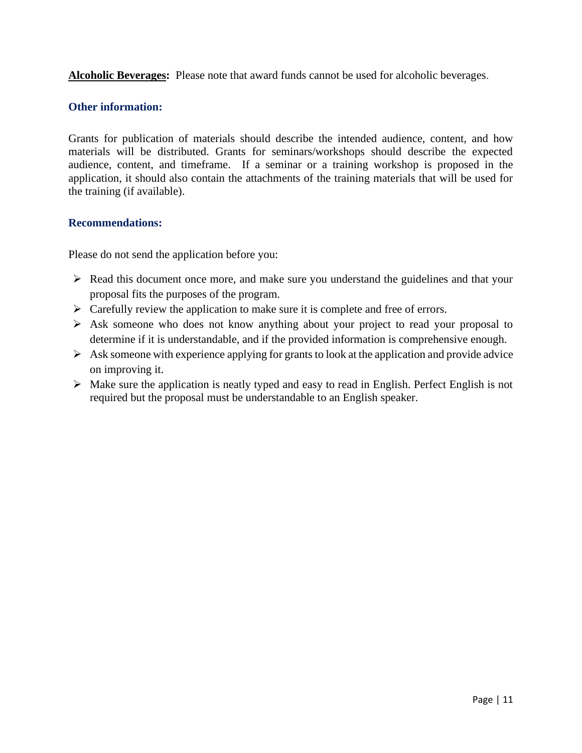**Alcoholic Beverages:** Please note that award funds cannot be used for alcoholic beverages.

### Other information:

Grants for publication of materials should describe the intended audience, content, and how materials will be distributed. Grants for seminars/workshops should describe the expected audience, content, and timeframe. If a seminar or a training workshop is proposed in the application, it should also contain the attachments of the training materials that will be used for the training (if available).

### Recommendations:

Please do not send the application before you:

- Read this document once more, and make sure you understand the guidelines and that your proposal fits the purposes of the program.
- Carefully review the application to make sure it is complete and free of errors.
- Ask someone who does not know anything about your project to read your proposal to determine if it is understandable, and if the provided information is comprehensive enough.
- Ask someone with experience applying for grants to look at the application and provide advice on improving it.
- Make sure the application is neatly typed and easy to read in English. Perfect English is not required but the proposal must be understandable to an English speaker.